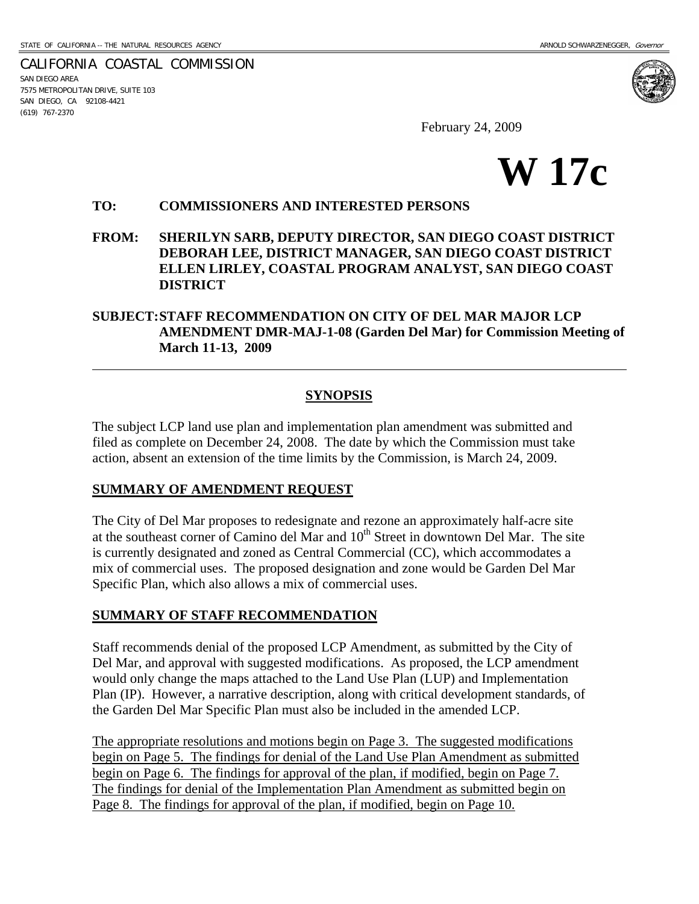STATE OF CALIFORNIA -- THE NATURAL RESOURCES AGENCY ARNOLD SCHWARZENEGGER, *Governor*

CALIFORNIA COASTAL COMMISSION
SAN DIEGO AREA
7575 METROPOLITAN DRIVE, SUITE 103
SAN DIEGO, CA 92108-4421
(619) 767-2370

February 24, 2009

# W 17c

**TO:** **COMMISSIONERS AND INTERESTED PERSONS**

**FROM:** **SHERILYN SARB, DEPUTY DIRECTOR, SAN DIEGO COAST DISTRICT**
**DEBORAH LEE, DISTRICT MANAGER, SAN DIEGO COAST DISTRICT**
**ELLEN LIRLEY, COASTAL PROGRAM ANALYST, SAN DIEGO COAST DISTRICT**

**SUBJECT:** **STAFF RECOMMENDATION ON CITY OF DEL MAR MAJOR LCP AMENDMENT DMR-MAJ-1-08 (Garden Del Mar) for Commission Meeting of March 11-13, 2009**

---

## SYNOPSIS

The subject LCP land use plan and implementation plan amendment was submitted and filed as complete on December 24, 2008. The date by which the Commission must take action, absent an extension of the time limits by the Commission, is March 24, 2009.

### SUMMARY OF AMENDMENT REQUEST

The City of Del Mar proposes to redesignate and rezone an approximately half-acre site at the southeast corner of Camino del Mar and 10th Street in downtown Del Mar. The site is currently designated and zoned as Central Commercial (CC), which accommodates a mix of commercial uses. The proposed designation and zone would be Garden Del Mar Specific Plan, which also allows a mix of commercial uses.

### SUMMARY OF STAFF RECOMMENDATION

Staff recommends denial of the proposed LCP Amendment, as submitted by the City of Del Mar, and approval with suggested modifications. As proposed, the LCP amendment would only change the maps attached to the Land Use Plan (LUP) and Implementation Plan (IP). However, a narrative description, along with critical development standards, of the Garden Del Mar Specific Plan must also be included in the amended LCP.

The appropriate resolutions and motions begin on Page 3. The suggested modifications begin on Page 5. The findings for denial of the Land Use Plan Amendment as submitted begin on Page 6. The findings for approval of the plan, if modified, begin on Page 7. The findings for denial of the Implementation Plan Amendment as submitted begin on Page 8. The findings for approval of the plan, if modified, begin on Page 10.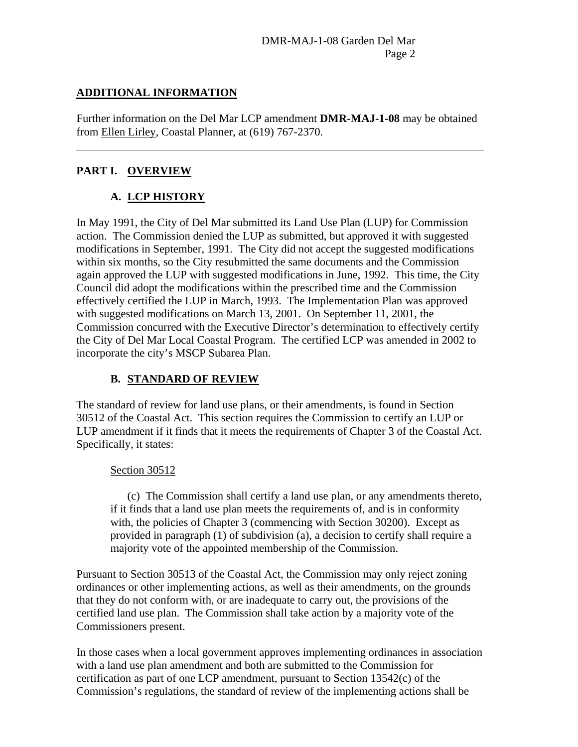## ADDITIONAL INFORMATION

Further information on the Del Mar LCP amendment **DMR-MAJ-1-08** may be obtained from Ellen Lirley, Coastal Planner, at (619) 767-2370.

---

## PART I. OVERVIEW

### A. LCP HISTORY

In May 1991, the City of Del Mar submitted its Land Use Plan (LUP) for Commission action. The Commission denied the LUP as submitted, but approved it with suggested modifications in September, 1991. The City did not accept the suggested modifications within six months, so the City resubmitted the same documents and the Commission again approved the LUP with suggested modifications in June, 1992. This time, the City Council did adopt the modifications within the prescribed time and the Commission effectively certified the LUP in March, 1993. The Implementation Plan was approved with suggested modifications on March 13, 2001. On September 11, 2001, the Commission concurred with the Executive Director's determination to effectively certify the City of Del Mar Local Coastal Program. The certified LCP was amended in 2002 to incorporate the city's MSCP Subarea Plan.

### B. STANDARD OF REVIEW

The standard of review for land use plans, or their amendments, is found in Section 30512 of the Coastal Act. This section requires the Commission to certify an LUP or LUP amendment if it finds that it meets the requirements of Chapter 3 of the Coastal Act. Specifically, it states:

> Section 30512
>
> (c) The Commission shall certify a land use plan, or any amendments thereto, if it finds that a land use plan meets the requirements of, and is in conformity with, the policies of Chapter 3 (commencing with Section 30200). Except as provided in paragraph (1) of subdivision (a), a decision to certify shall require a majority vote of the appointed membership of the Commission.

Pursuant to Section 30513 of the Coastal Act, the Commission may only reject zoning ordinances or other implementing actions, as well as their amendments, on the grounds that they do not conform with, or are inadequate to carry out, the provisions of the certified land use plan. The Commission shall take action by a majority vote of the Commissioners present.

In those cases when a local government approves implementing ordinances in association with a land use plan amendment and both are submitted to the Commission for certification as part of one LCP amendment, pursuant to Section 13542(c) of the Commission's regulations, the standard of review of the implementing actions shall be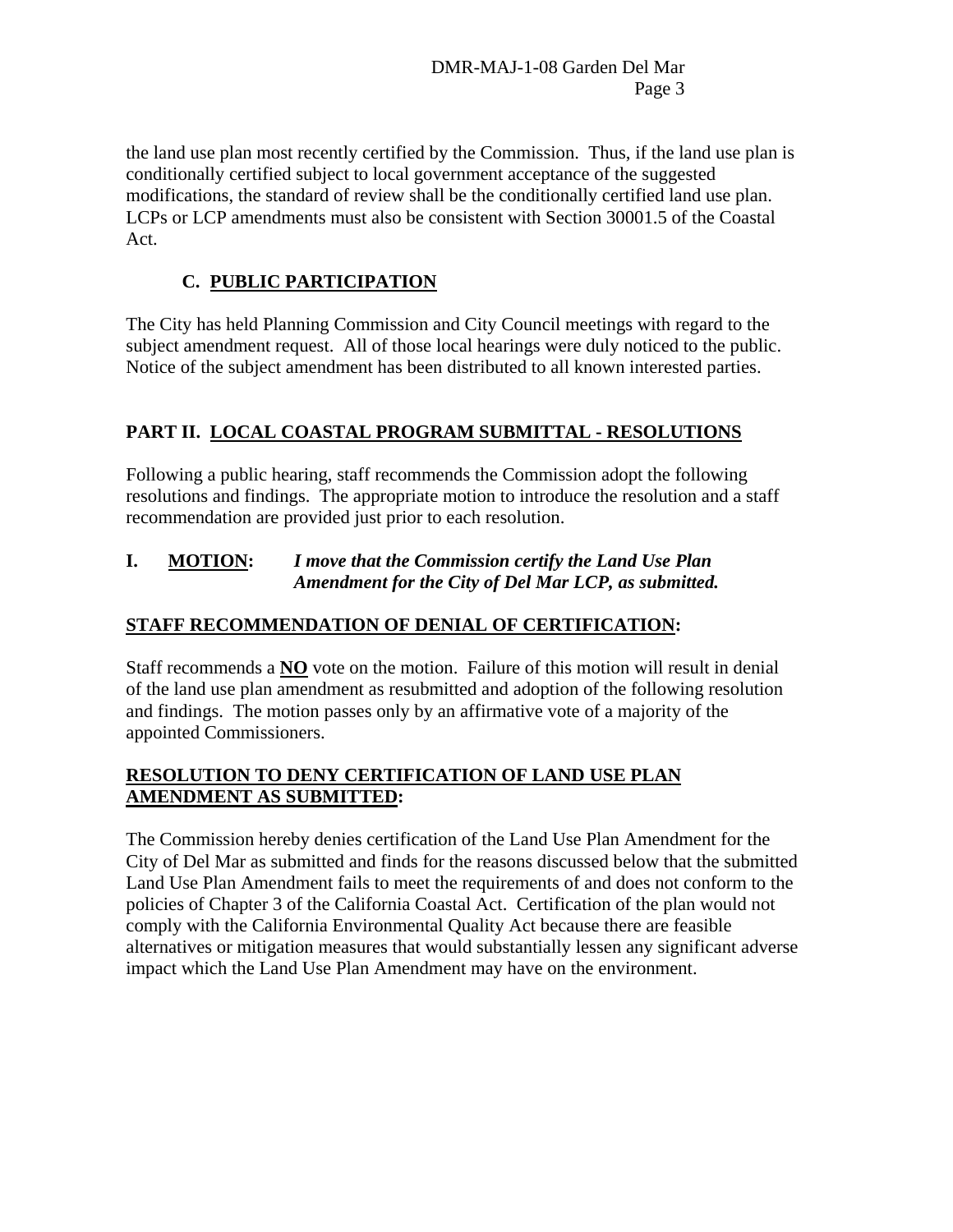the land use plan most recently certified by the Commission. Thus, if the land use plan is conditionally certified subject to local government acceptance of the suggested modifications, the standard of review shall be the conditionally certified land use plan. LCPs or LCP amendments must also be consistent with Section 30001.5 of the Coastal Act.

### C. PUBLIC PARTICIPATION

The City has held Planning Commission and City Council meetings with regard to the subject amendment request. All of those local hearings were duly noticed to the public. Notice of the subject amendment has been distributed to all known interested parties.

## PART II. LOCAL COASTAL PROGRAM SUBMITTAL - RESOLUTIONS

Following a public hearing, staff recommends the Commission adopt the following resolutions and findings. The appropriate motion to introduce the resolution and a staff recommendation are provided just prior to each resolution.

**I. MOTION:** ***I move that the Commission certify the Land Use Plan Amendment for the City of Del Mar LCP, as submitted.***

**STAFF RECOMMENDATION OF DENIAL OF CERTIFICATION:**

Staff recommends a **NO** vote on the motion. Failure of this motion will result in denial of the land use plan amendment as resubmitted and adoption of the following resolution and findings. The motion passes only by an affirmative vote of a majority of the appointed Commissioners.

**RESOLUTION TO DENY CERTIFICATION OF LAND USE PLAN AMENDMENT AS SUBMITTED:**

The Commission hereby denies certification of the Land Use Plan Amendment for the City of Del Mar as submitted and finds for the reasons discussed below that the submitted Land Use Plan Amendment fails to meet the requirements of and does not conform to the policies of Chapter 3 of the California Coastal Act. Certification of the plan would not comply with the California Environmental Quality Act because there are feasible alternatives or mitigation measures that would substantially lessen any significant adverse impact which the Land Use Plan Amendment may have on the environment.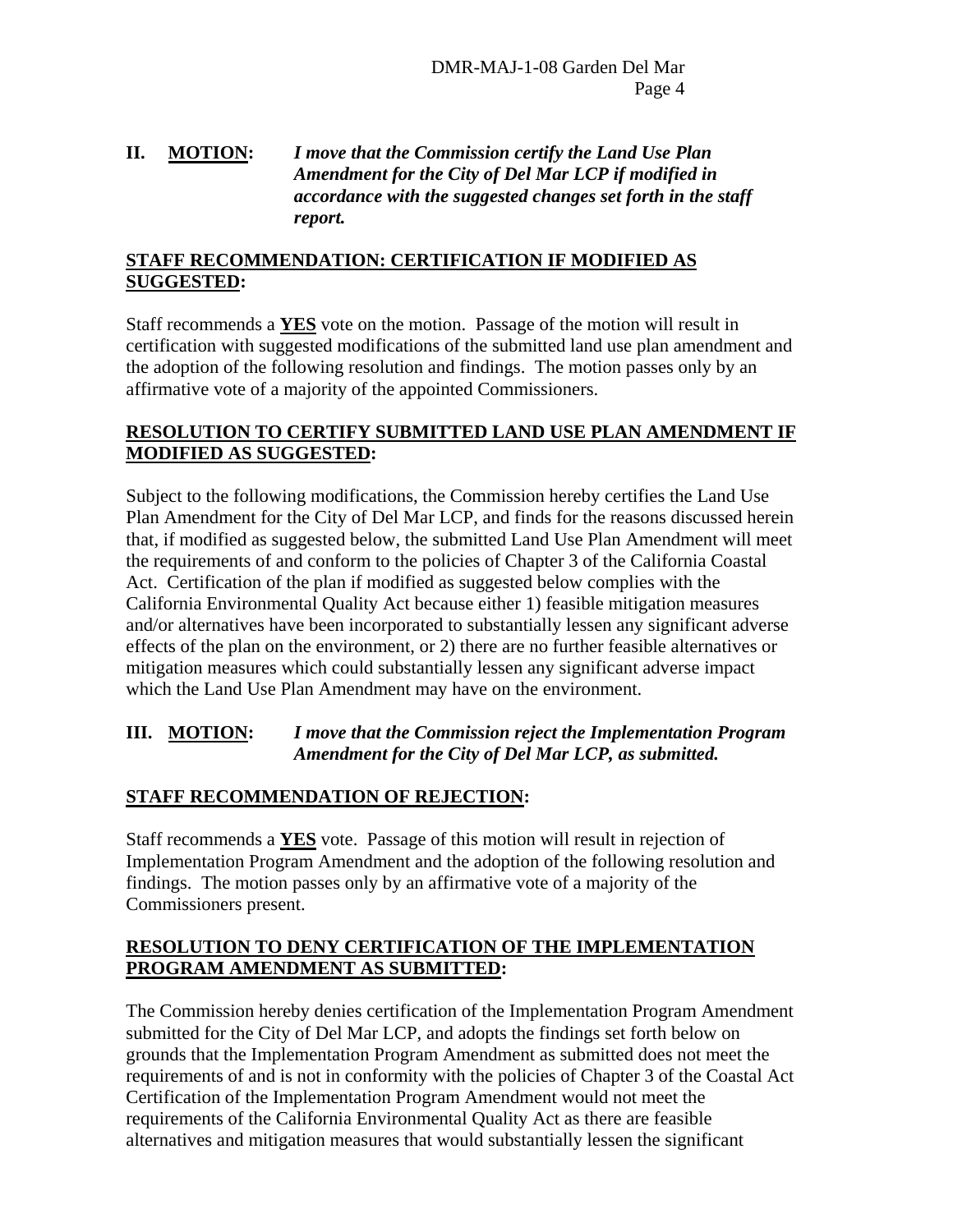**II. MOTION:** ***I move that the Commission certify the Land Use Plan Amendment for the City of Del Mar LCP if modified in accordance with the suggested changes set forth in the staff report.***

**STAFF RECOMMENDATION: CERTIFICATION IF MODIFIED AS SUGGESTED:**

Staff recommends a **YES** vote on the motion. Passage of the motion will result in certification with suggested modifications of the submitted land use plan amendment and the adoption of the following resolution and findings. The motion passes only by an affirmative vote of a majority of the appointed Commissioners.

**RESOLUTION TO CERTIFY SUBMITTED LAND USE PLAN AMENDMENT IF MODIFIED AS SUGGESTED:**

Subject to the following modifications, the Commission hereby certifies the Land Use Plan Amendment for the City of Del Mar LCP, and finds for the reasons discussed herein that, if modified as suggested below, the submitted Land Use Plan Amendment will meet the requirements of and conform to the policies of Chapter 3 of the California Coastal Act. Certification of the plan if modified as suggested below complies with the California Environmental Quality Act because either 1) feasible mitigation measures and/or alternatives have been incorporated to substantially lessen any significant adverse effects of the plan on the environment, or 2) there are no further feasible alternatives or mitigation measures which could substantially lessen any significant adverse impact which the Land Use Plan Amendment may have on the environment.

**III. MOTION:** ***I move that the Commission reject the Implementation Program Amendment for the City of Del Mar LCP, as submitted.***

**STAFF RECOMMENDATION OF REJECTION:**

Staff recommends a **YES** vote. Passage of this motion will result in rejection of Implementation Program Amendment and the adoption of the following resolution and findings. The motion passes only by an affirmative vote of a majority of the Commissioners present.

**RESOLUTION TO DENY CERTIFICATION OF THE IMPLEMENTATION PROGRAM AMENDMENT AS SUBMITTED:**

The Commission hereby denies certification of the Implementation Program Amendment submitted for the City of Del Mar LCP, and adopts the findings set forth below on grounds that the Implementation Program Amendment as submitted does not meet the requirements of and is not in conformity with the policies of Chapter 3 of the Coastal Act Certification of the Implementation Program Amendment would not meet the requirements of the California Environmental Quality Act as there are feasible alternatives and mitigation measures that would substantially lessen the significant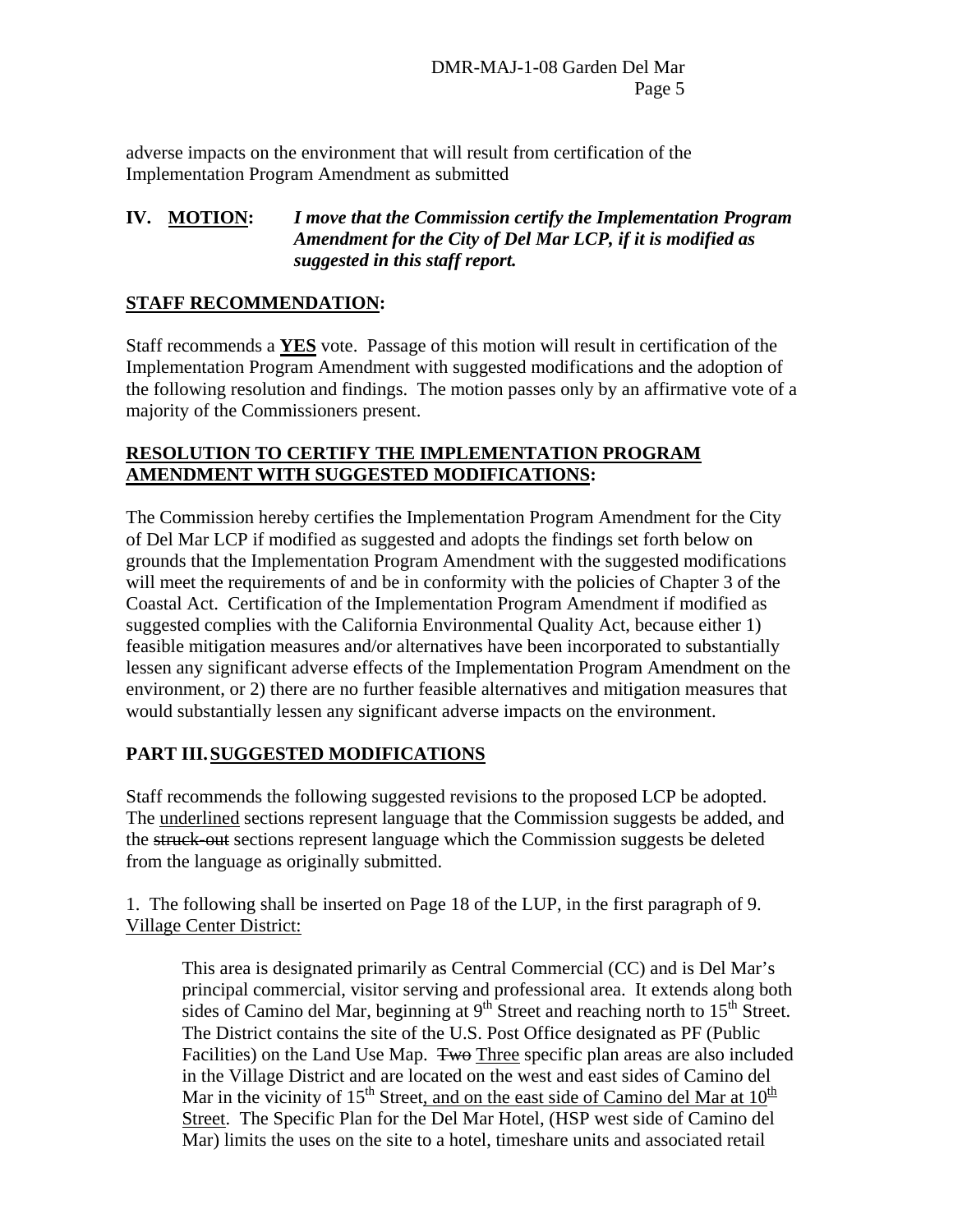adverse impacts on the environment that will result from certification of the Implementation Program Amendment as submitted

**IV. MOTION:** ***I move that the Commission certify the Implementation Program Amendment for the City of Del Mar LCP, if it is modified as suggested in this staff report.***

**STAFF RECOMMENDATION:**

Staff recommends a **YES** vote. Passage of this motion will result in certification of the Implementation Program Amendment with suggested modifications and the adoption of the following resolution and findings. The motion passes only by an affirmative vote of a majority of the Commissioners present.

**RESOLUTION TO CERTIFY THE IMPLEMENTATION PROGRAM AMENDMENT WITH SUGGESTED MODIFICATIONS:**

The Commission hereby certifies the Implementation Program Amendment for the City of Del Mar LCP if modified as suggested and adopts the findings set forth below on grounds that the Implementation Program Amendment with the suggested modifications will meet the requirements of and be in conformity with the policies of Chapter 3 of the Coastal Act. Certification of the Implementation Program Amendment if modified as suggested complies with the California Environmental Quality Act, because either 1) feasible mitigation measures and/or alternatives have been incorporated to substantially lessen any significant adverse effects of the Implementation Program Amendment on the environment, or 2) there are no further feasible alternatives and mitigation measures that would substantially lessen any significant adverse impacts on the environment.

## PART III. SUGGESTED MODIFICATIONS

Staff recommends the following suggested revisions to the proposed LCP be adopted. The underlined sections represent language that the Commission suggests be added, and the ~~struck-out~~ sections represent language which the Commission suggests be deleted from the language as originally submitted.

1. The following shall be inserted on Page 18 of the LUP, in the first paragraph of 9. Village Center District:

> This area is designated primarily as Central Commercial (CC) and is Del Mar's principal commercial, visitor serving and professional area. It extends along both sides of Camino del Mar, beginning at 9th Street and reaching north to 15th Street. The District contains the site of the U.S. Post Office designated as PF (Public Facilities) on the Land Use Map. ~~Two~~ Three specific plan areas are also included in the Village District and are located on the west and east sides of Camino del Mar in the vicinity of 15th Street, and on the east side of Camino del Mar at 10th Street. The Specific Plan for the Del Mar Hotel, (HSP west side of Camino del Mar) limits the uses on the site to a hotel, timeshare units and associated retail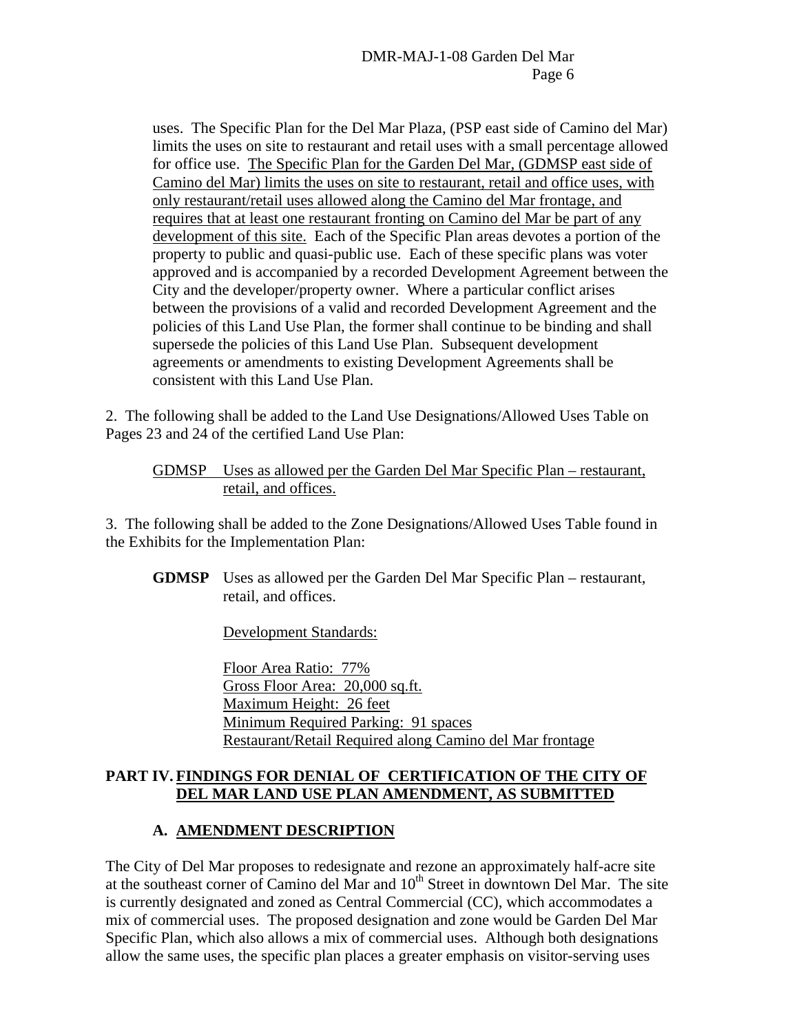uses. The Specific Plan for the Del Mar Plaza, (PSP east side of Camino del Mar) limits the uses on site to restaurant and retail uses with a small percentage allowed for office use. <u>The Specific Plan for the Garden Del Mar, (GDMSP east side of Camino del Mar) limits the uses on site to restaurant, retail and office uses, with only restaurant/retail uses allowed along the Camino del Mar frontage, and requires that at least one restaurant fronting on Camino del Mar be part of any development of this site.</u> Each of the Specific Plan areas devotes a portion of the property to public and quasi-public use. Each of these specific plans was voter approved and is accompanied by a recorded Development Agreement between the City and the developer/property owner. Where a particular conflict arises between the provisions of a valid and recorded Development Agreement and the policies of this Land Use Plan, the former shall continue to be binding and shall supersede the policies of this Land Use Plan. Subsequent development agreements or amendments to existing Development Agreements shall be consistent with this Land Use Plan.

2. The following shall be added to the Land Use Designations/Allowed Uses Table on Pages 23 and 24 of the certified Land Use Plan:

<u>GDMSP Uses as allowed per the Garden Del Mar Specific Plan – restaurant, retail, and offices.</u>

3. The following shall be added to the Zone Designations/Allowed Uses Table found in the Exhibits for the Implementation Plan:

**GDMSP** Uses as allowed per the Garden Del Mar Specific Plan – restaurant, retail, and offices.

<u>Development Standards:</u>

<u>Floor Area Ratio: 77%</u>
<u>Gross Floor Area: 20,000 sq.ft.</u>
<u>Maximum Height: 26 feet</u>
<u>Minimum Required Parking: 91 spaces</u>
<u>Restaurant/Retail Required along Camino del Mar frontage</u>

## PART IV. FINDINGS FOR DENIAL OF CERTIFICATION OF THE CITY OF DEL MAR LAND USE PLAN AMENDMENT, AS SUBMITTED

### A. AMENDMENT DESCRIPTION

The City of Del Mar proposes to redesignate and rezone an approximately half-acre site at the southeast corner of Camino del Mar and 10th Street in downtown Del Mar. The site is currently designated and zoned as Central Commercial (CC), which accommodates a mix of commercial uses. The proposed designation and zone would be Garden Del Mar Specific Plan, which also allows a mix of commercial uses. Although both designations allow the same uses, the specific plan places a greater emphasis on visitor-serving uses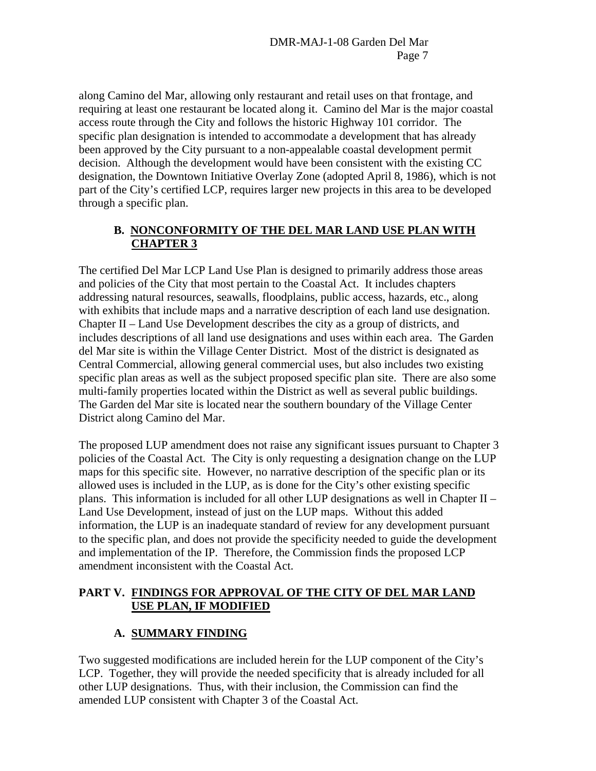along Camino del Mar, allowing only restaurant and retail uses on that frontage, and requiring at least one restaurant be located along it. Camino del Mar is the major coastal access route through the City and follows the historic Highway 101 corridor. The specific plan designation is intended to accommodate a development that has already been approved by the City pursuant to a non-appealable coastal development permit decision. Although the development would have been consistent with the existing CC designation, the Downtown Initiative Overlay Zone (adopted April 8, 1986), which is not part of the City's certified LCP, requires larger new projects in this area to be developed through a specific plan.

### B. NONCONFORMITY OF THE DEL MAR LAND USE PLAN WITH CHAPTER 3

The certified Del Mar LCP Land Use Plan is designed to primarily address those areas and policies of the City that most pertain to the Coastal Act. It includes chapters addressing natural resources, seawalls, floodplains, public access, hazards, etc., along with exhibits that include maps and a narrative description of each land use designation. Chapter II – Land Use Development describes the city as a group of districts, and includes descriptions of all land use designations and uses within each area. The Garden del Mar site is within the Village Center District. Most of the district is designated as Central Commercial, allowing general commercial uses, but also includes two existing specific plan areas as well as the subject proposed specific plan site. There are also some multi-family properties located within the District as well as several public buildings. The Garden del Mar site is located near the southern boundary of the Village Center District along Camino del Mar.

The proposed LUP amendment does not raise any significant issues pursuant to Chapter 3 policies of the Coastal Act. The City is only requesting a designation change on the LUP maps for this specific site. However, no narrative description of the specific plan or its allowed uses is included in the LUP, as is done for the City's other existing specific plans. This information is included for all other LUP designations as well in Chapter II – Land Use Development, instead of just on the LUP maps. Without this added information, the LUP is an inadequate standard of review for any development pursuant to the specific plan, and does not provide the specificity needed to guide the development and implementation of the IP. Therefore, the Commission finds the proposed LCP amendment inconsistent with the Coastal Act.

## PART V. FINDINGS FOR APPROVAL OF THE CITY OF DEL MAR LAND USE PLAN, IF MODIFIED

### A. SUMMARY FINDING

Two suggested modifications are included herein for the LUP component of the City's LCP. Together, they will provide the needed specificity that is already included for all other LUP designations. Thus, with their inclusion, the Commission can find the amended LUP consistent with Chapter 3 of the Coastal Act.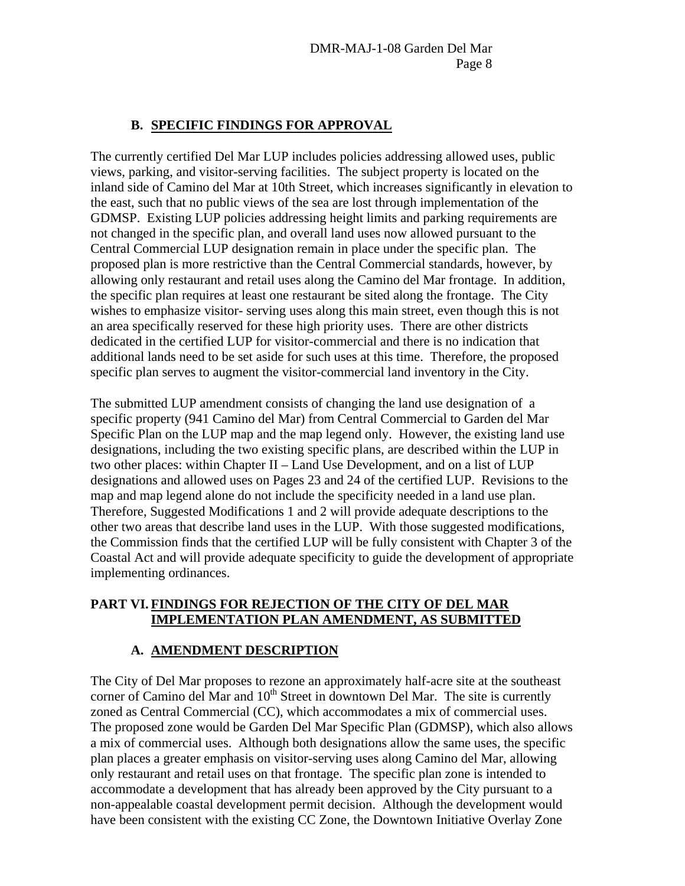### B. SPECIFIC FINDINGS FOR APPROVAL

The currently certified Del Mar LUP includes policies addressing allowed uses, public views, parking, and visitor-serving facilities. The subject property is located on the inland side of Camino del Mar at 10th Street, which increases significantly in elevation to the east, such that no public views of the sea are lost through implementation of the GDMSP. Existing LUP policies addressing height limits and parking requirements are not changed in the specific plan, and overall land uses now allowed pursuant to the Central Commercial LUP designation remain in place under the specific plan. The proposed plan is more restrictive than the Central Commercial standards, however, by allowing only restaurant and retail uses along the Camino del Mar frontage. In addition, the specific plan requires at least one restaurant be sited along the frontage. The City wishes to emphasize visitor- serving uses along this main street, even though this is not an area specifically reserved for these high priority uses. There are other districts dedicated in the certified LUP for visitor-commercial and there is no indication that additional lands need to be set aside for such uses at this time. Therefore, the proposed specific plan serves to augment the visitor-commercial land inventory in the City.

The submitted LUP amendment consists of changing the land use designation of a specific property (941 Camino del Mar) from Central Commercial to Garden del Mar Specific Plan on the LUP map and the map legend only. However, the existing land use designations, including the two existing specific plans, are described within the LUP in two other places: within Chapter II – Land Use Development, and on a list of LUP designations and allowed uses on Pages 23 and 24 of the certified LUP. Revisions to the map and map legend alone do not include the specificity needed in a land use plan. Therefore, Suggested Modifications 1 and 2 will provide adequate descriptions to the other two areas that describe land uses in the LUP. With those suggested modifications, the Commission finds that the certified LUP will be fully consistent with Chapter 3 of the Coastal Act and will provide adequate specificity to guide the development of appropriate implementing ordinances.

## PART VI. FINDINGS FOR REJECTION OF THE CITY OF DEL MAR IMPLEMENTATION PLAN AMENDMENT, AS SUBMITTED

### A. AMENDMENT DESCRIPTION

The City of Del Mar proposes to rezone an approximately half-acre site at the southeast corner of Camino del Mar and 10th Street in downtown Del Mar. The site is currently zoned as Central Commercial (CC), which accommodates a mix of commercial uses. The proposed zone would be Garden Del Mar Specific Plan (GDMSP), which also allows a mix of commercial uses. Although both designations allow the same uses, the specific plan places a greater emphasis on visitor-serving uses along Camino del Mar, allowing only restaurant and retail uses on that frontage. The specific plan zone is intended to accommodate a development that has already been approved by the City pursuant to a non-appealable coastal development permit decision. Although the development would have been consistent with the existing CC Zone, the Downtown Initiative Overlay Zone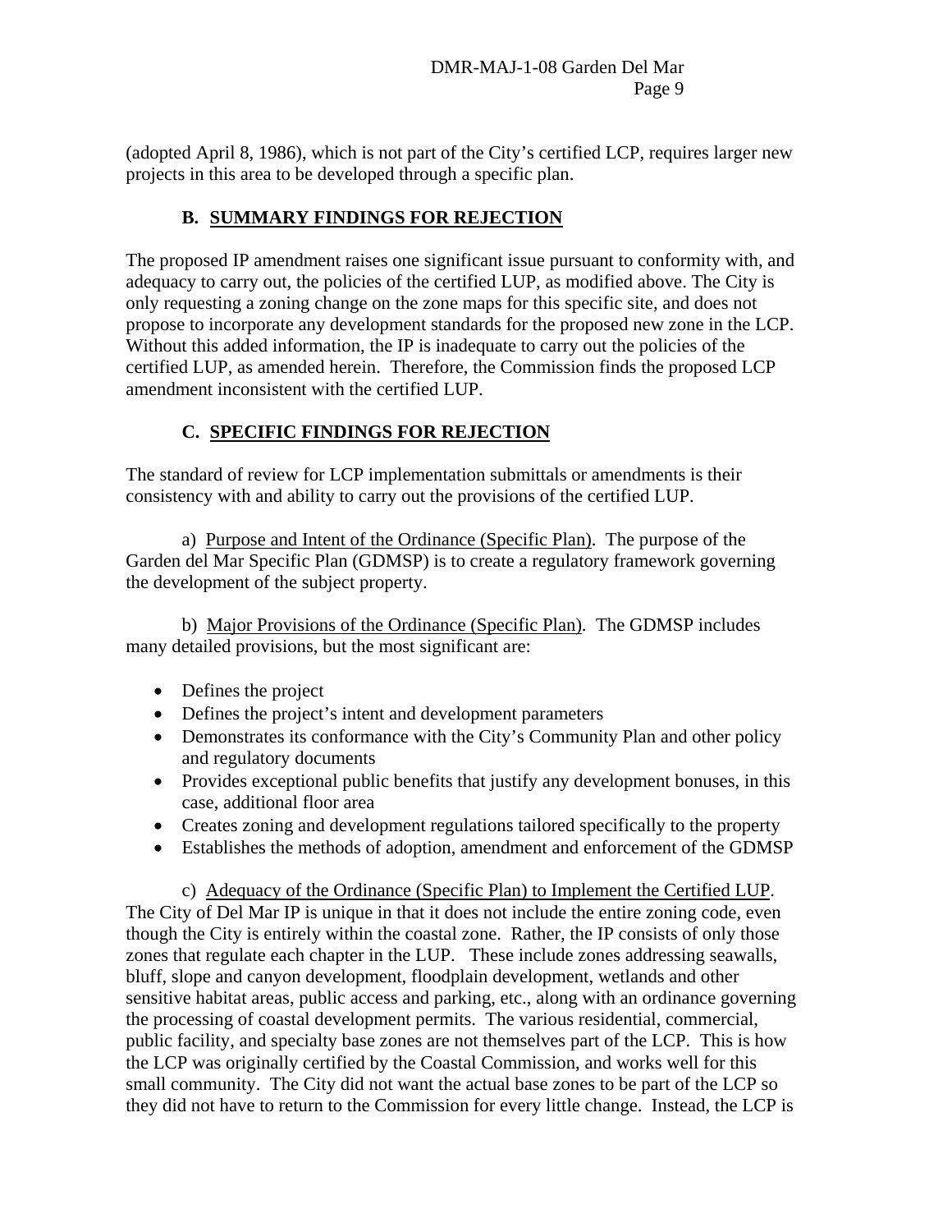(adopted April 8, 1986), which is not part of the City's certified LCP, requires larger new projects in this area to be developed through a specific plan.

## B. SUMMARY FINDINGS FOR REJECTION

The proposed IP amendment raises one significant issue pursuant to conformity with, and adequacy to carry out, the policies of the certified LUP, as modified above. The City is only requesting a zoning change on the zone maps for this specific site, and does not propose to incorporate any development standards for the proposed new zone in the LCP. Without this added information, the IP is inadequate to carry out the policies of the certified LUP, as amended herein. Therefore, the Commission finds the proposed LCP amendment inconsistent with the certified LUP.

## C. SPECIFIC FINDINGS FOR REJECTION

The standard of review for LCP implementation submittals or amendments is their consistency with and ability to carry out the provisions of the certified LUP.

a) Purpose and Intent of the Ordinance (Specific Plan). The purpose of the Garden del Mar Specific Plan (GDMSP) is to create a regulatory framework governing the development of the subject property.

b) Major Provisions of the Ordinance (Specific Plan). The GDMSP includes many detailed provisions, but the most significant are:

- Defines the project
- Defines the project's intent and development parameters
- Demonstrates its conformance with the City's Community Plan and other policy and regulatory documents
- Provides exceptional public benefits that justify any development bonuses, in this case, additional floor area
- Creates zoning and development regulations tailored specifically to the property
- Establishes the methods of adoption, amendment and enforcement of the GDMSP

c) Adequacy of the Ordinance (Specific Plan) to Implement the Certified LUP. The City of Del Mar IP is unique in that it does not include the entire zoning code, even though the City is entirely within the coastal zone. Rather, the IP consists of only those zones that regulate each chapter in the LUP. These include zones addressing seawalls, bluff, slope and canyon development, floodplain development, wetlands and other sensitive habitat areas, public access and parking, etc., along with an ordinance governing the processing of coastal development permits. The various residential, commercial, public facility, and specialty base zones are not themselves part of the LCP. This is how the LCP was originally certified by the Coastal Commission, and works well for this small community. The City did not want the actual base zones to be part of the LCP so they did not have to return to the Commission for every little change. Instead, the LCP is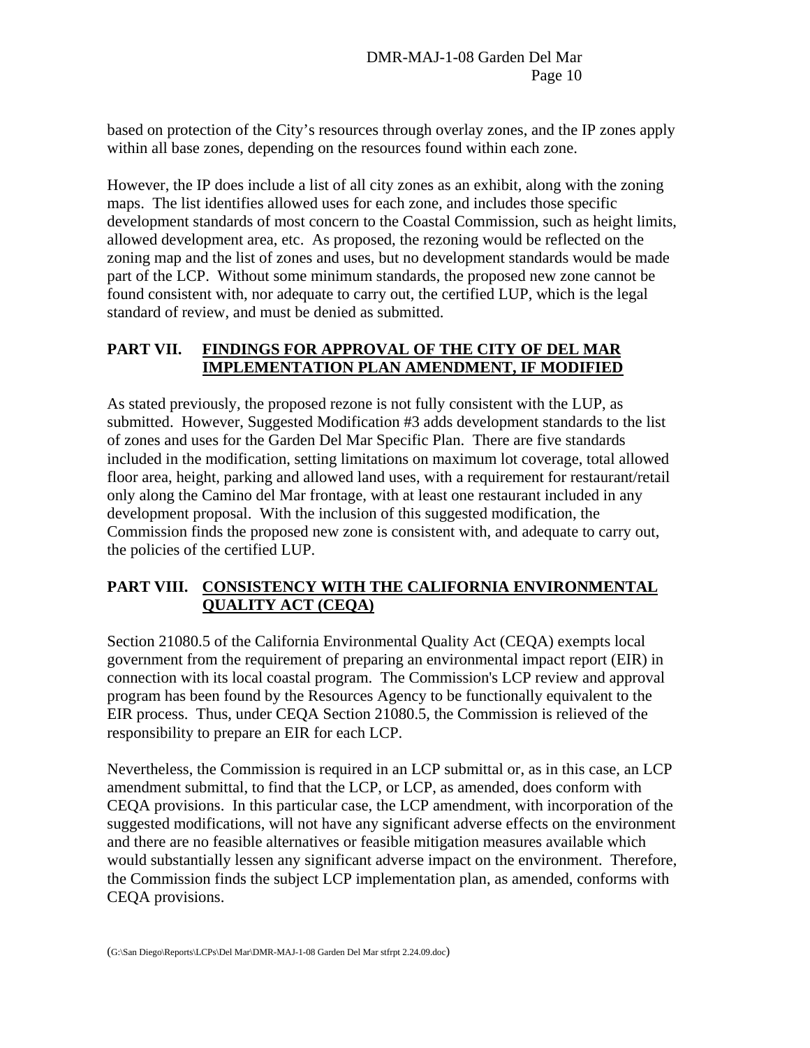based on protection of the City's resources through overlay zones, and the IP zones apply within all base zones, depending on the resources found within each zone.

However, the IP does include a list of all city zones as an exhibit, along with the zoning maps. The list identifies allowed uses for each zone, and includes those specific development standards of most concern to the Coastal Commission, such as height limits, allowed development area, etc. As proposed, the rezoning would be reflected on the zoning map and the list of zones and uses, but no development standards would be made part of the LCP. Without some minimum standards, the proposed new zone cannot be found consistent with, nor adequate to carry out, the certified LUP, which is the legal standard of review, and must be denied as submitted.

## PART VII. FINDINGS FOR APPROVAL OF THE CITY OF DEL MAR IMPLEMENTATION PLAN AMENDMENT, IF MODIFIED

As stated previously, the proposed rezone is not fully consistent with the LUP, as submitted. However, Suggested Modification #3 adds development standards to the list of zones and uses for the Garden Del Mar Specific Plan. There are five standards included in the modification, setting limitations on maximum lot coverage, total allowed floor area, height, parking and allowed land uses, with a requirement for restaurant/retail only along the Camino del Mar frontage, with at least one restaurant included in any development proposal. With the inclusion of this suggested modification, the Commission finds the proposed new zone is consistent with, and adequate to carry out, the policies of the certified LUP.

## PART VIII. CONSISTENCY WITH THE CALIFORNIA ENVIRONMENTAL QUALITY ACT (CEQA)

Section 21080.5 of the California Environmental Quality Act (CEQA) exempts local government from the requirement of preparing an environmental impact report (EIR) in connection with its local coastal program. The Commission's LCP review and approval program has been found by the Resources Agency to be functionally equivalent to the EIR process. Thus, under CEQA Section 21080.5, the Commission is relieved of the responsibility to prepare an EIR for each LCP.

Nevertheless, the Commission is required in an LCP submittal or, as in this case, an LCP amendment submittal, to find that the LCP, or LCP, as amended, does conform with CEQA provisions. In this particular case, the LCP amendment, with incorporation of the suggested modifications, will not have any significant adverse effects on the environment and there are no feasible alternatives or feasible mitigation measures available which would substantially lessen any significant adverse impact on the environment. Therefore, the Commission finds the subject LCP implementation plan, as amended, conforms with CEQA provisions.

(G:\San Diego\Reports\LCPs\Del Mar\DMR-MAJ-1-08 Garden Del Mar stfrpt 2.24.09.doc)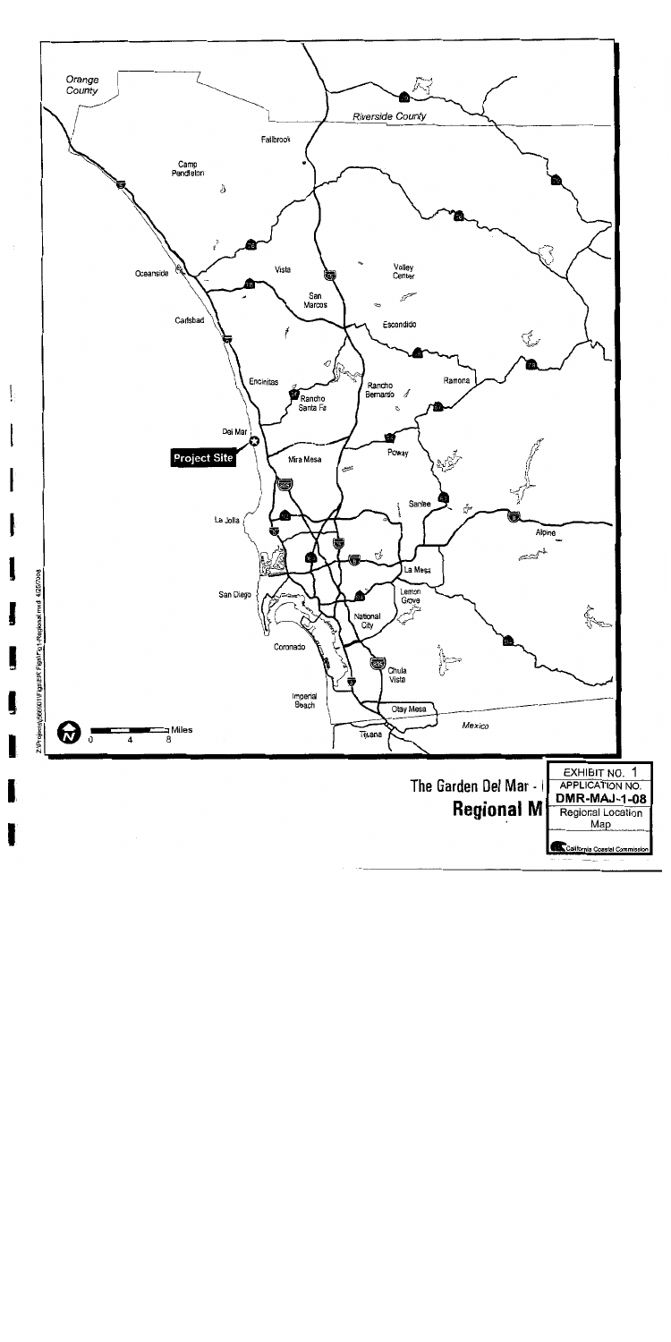Orange County

Riverside County

Fallbrook

Camp Pendleton

Oceanside

Vista

Valley Center

San Marcos

Carlsbad

Escondido

Encinitas

Rancho Santa Fe

Rancho Bernardo

Ramona

Del Mar

**Project Site**

Mira Mesa

Poway

Santee

La Jolla

Alpine

La Mesa

San Diego

Lemon Grove

National City

Coronado

Chula Vista

Imperial Beach

Otay Mesa

Mexico

Tijuana

0 4 8 Miles

Z:\Projects\j566501\Fig\EIR Fig\Fig1-Regional.mxd 4/25/2008

The Garden Del Mar - I

**Regional M**

| EXHIBIT NO. 1 |
|---|
| APPLICATION NO. |
| **DMR-MAJ-1-08** |
| Regional Location Map |
| California Coastal Commission |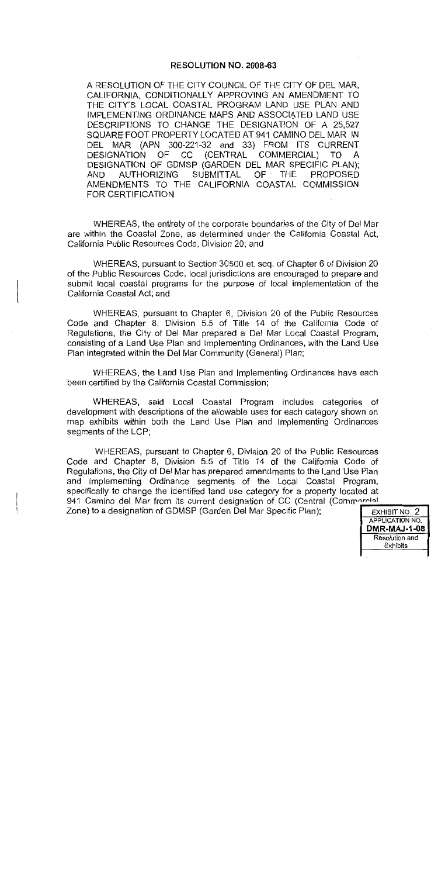# RESOLUTION NO. 2008-63

A RESOLUTION OF THE CITY COUNCIL OF THE CITY OF DEL MAR, CALIFORNIA, CONDITIONALLY APPROVING AN AMENDMENT TO THE CITY'S LOCAL COASTAL PROGRAM LAND USE PLAN AND IMPLEMENTING ORDINANCE MAPS AND ASSOCIATED LAND USE DESCRIPTIONS TO CHANGE THE DESIGNATION OF A 25,527 SQUARE FOOT PROPERTY LOCATED AT 941 CAMINO DEL MAR IN DEL MAR (APN 300-221-32 and 33) FROM ITS CURRENT DESIGNATION OF CC (CENTRAL COMMERCIAL) TO A DESIGNATION OF GDMSP (GARDEN DEL MAR SPECIFIC PLAN); AND AUTHORIZING SUBMITTAL OF THE PROPOSED AMENDMENTS TO THE CALIFORNIA COASTAL COMMISSION FOR CERTIFICATION

WHEREAS, the entirety of the corporate boundaries of the City of Del Mar are within the Coastal Zone, as determined under the California Coastal Act, California Public Resources Code, Division 20; and

WHEREAS, pursuant to Section 30500 et. seq. of Chapter 6 of Division 20 of the Public Resources Code, local jurisdictions are encouraged to prepare and submit local coastal programs for the purpose of local implementation of the California Coastal Act; and

WHEREAS, pursuant to Chapter 6, Division 20 of the Public Resources Code and Chapter 8, Division 5.5 of Title 14 of the California Code of Regulations, the City of Del Mar prepared a Del Mar Local Coastal Program, consisting of a Land Use Plan and Implementing Ordinances, with the Land Use Plan integrated within the Del Mar Community (General) Plan;

WHEREAS, the Land Use Plan and Implementing Ordinances have each been certified by the California Coastal Commission;

WHEREAS, said Local Coastal Program includes categories of development with descriptions of the allowable uses for each category shown on map exhibits within both the Land Use Plan and Implementing Ordinances segments of the LCP;

WHEREAS, pursuant to Chapter 6, Division 20 of the Public Resources Code and Chapter 8, Division 5.5 of Title 14 of the California Code of Regulations, the City of Del Mar has prepared amendments to the Land Use Plan and Implementing Ordinance segments of the Local Coastal Program, specifically to change the identified land use category for a property located at 941 Camino del Mar from its current designation of CC (Central (Commercial Zone) to a designation of GDMSP (Garden Del Mar Specific Plan);

EXHIBIT NO. 2
APPLICATION NO. DMR-MAJ-1-08
Resolution and Exhibits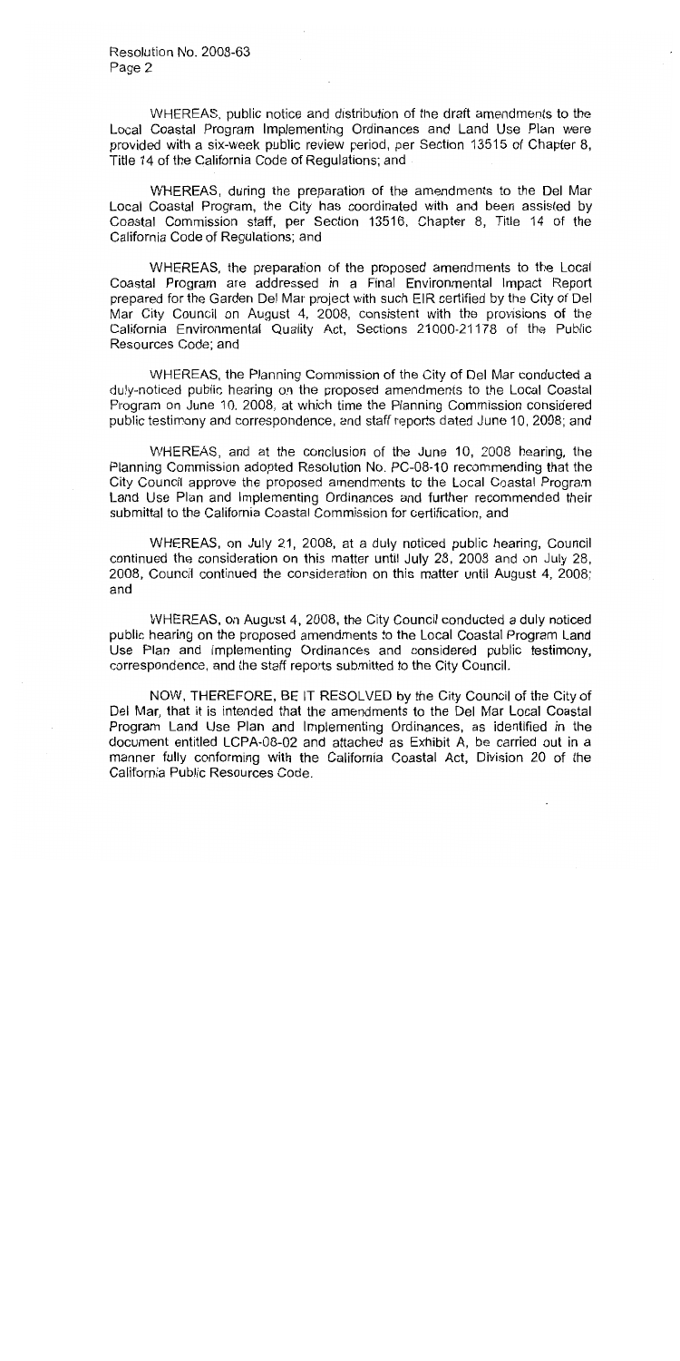WHEREAS, public notice and distribution of the draft amendments to the Local Coastal Program Implementing Ordinances and Land Use Plan were provided with a six-week public review period, per Section 13515 of Chapter 8, Title 14 of the California Code of Regulations; and

WHEREAS, during the preparation of the amendments to the Del Mar Local Coastal Program, the City has coordinated with and been assisted by Coastal Commission staff, per Section 13516, Chapter 8, Title 14 of the California Code of Regulations; and

WHEREAS, the preparation of the proposed amendments to the Local Coastal Program are addressed in a Final Environmental Impact Report prepared for the Garden Del Mar project with such EIR certified by the City of Del Mar City Council on August 4, 2008, consistent with the provisions of the California Environmental Quality Act, Sections 21000-21178 of the Public Resources Code; and

WHEREAS, the Planning Commission of the City of Del Mar conducted a duly-noticed public hearing on the proposed amendments to the Local Coastal Program on June 10, 2008, at which time the Planning Commission considered public testimony and correspondence, and staff reports dated June 10, 2008; and

WHEREAS, and at the conclusion of the June 10, 2008 hearing, the Planning Commission adopted Resolution No. PC-08-10 recommending that the City Council approve the proposed amendments to the Local Coastal Program Land Use Plan and Implementing Ordinances and further recommended their submittal to the California Coastal Commission for certification, and

WHEREAS, on July 21, 2008, at a duly noticed public hearing, Council continued the consideration on this matter until July 28, 2008 and on July 28, 2008, Council continued the consideration on this matter until August 4, 2008; and

WHEREAS, on August 4, 2008, the City Council conducted a duly noticed public hearing on the proposed amendments to the Local Coastal Program Land Use Plan and Implementing Ordinances and considered public testimony, correspondence, and the staff reports submitted to the City Council.

NOW, THEREFORE, BE IT RESOLVED by the City Council of the City of Del Mar, that it is intended that the amendments to the Del Mar Local Coastal Program Land Use Plan and Implementing Ordinances, as identified in the document entitled LCPA-08-02 and attached as Exhibit A, be carried out in a manner fully conforming with the California Coastal Act, Division 20 of the California Public Resources Code.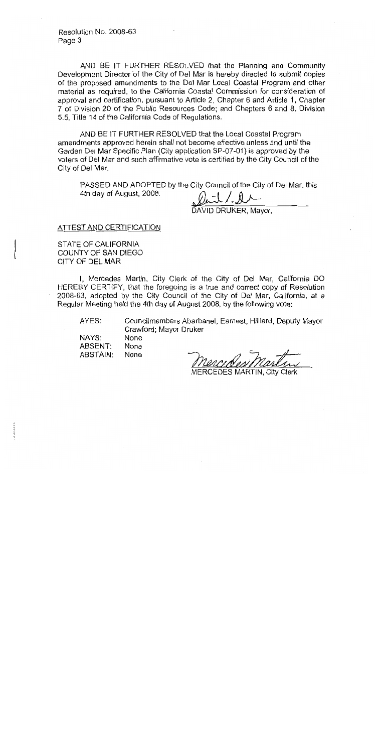AND BE IT FURTHER RESOLVED that the Planning and Community Development Director of the City of Del Mar is hereby directed to submit copies of the proposed amendments to the Del Mar Local Coastal Program and other material as required, to the California Coastal Commission for consideration of approval and certification, pursuant to Article 2, Chapter 6 and Article 1, Chapter 7 of Division 20 of the Public Resources Code; and Chapters 6 and 8, Division 5.5, Title 14 of the California Code of Regulations.

AND BE IT FURTHER RESOLVED that the Local Coastal Program amendments approved herein shall not become effective unless and until the Garden Del Mar Specific Plan (City application SP-07-01) is approved by the voters of Del Mar and such affirmative vote is certified by the City Council of the City of Del Mar.

PASSED AND ADOPTED by the City Council of the City of Del Mar, this 4th day of August, 2008.

DAVID DRUKER, Mayor,

ATTEST AND CERTIFICATION

STATE OF CALIFORNIA
COUNTY OF SAN DIEGO
CITY OF DEL MAR

I, Mercedes Martin, City Clerk of the City of Del Mar, California DO HEREBY CERTIFY, that the foregoing is a true and correct copy of Resolution 2008-63, adopted by the City Council of the City of Del Mar, California, at a Regular Meeting held the 4th day of August 2008, by the following vote:

AYES: Councilmembers Abarbanel, Earnest, Hilliard, Deputy Mayor Crawford; Mayor Druker
NAYS: None
ABSENT: None
ABSTAIN: None

MERCEDES MARTIN, City Clerk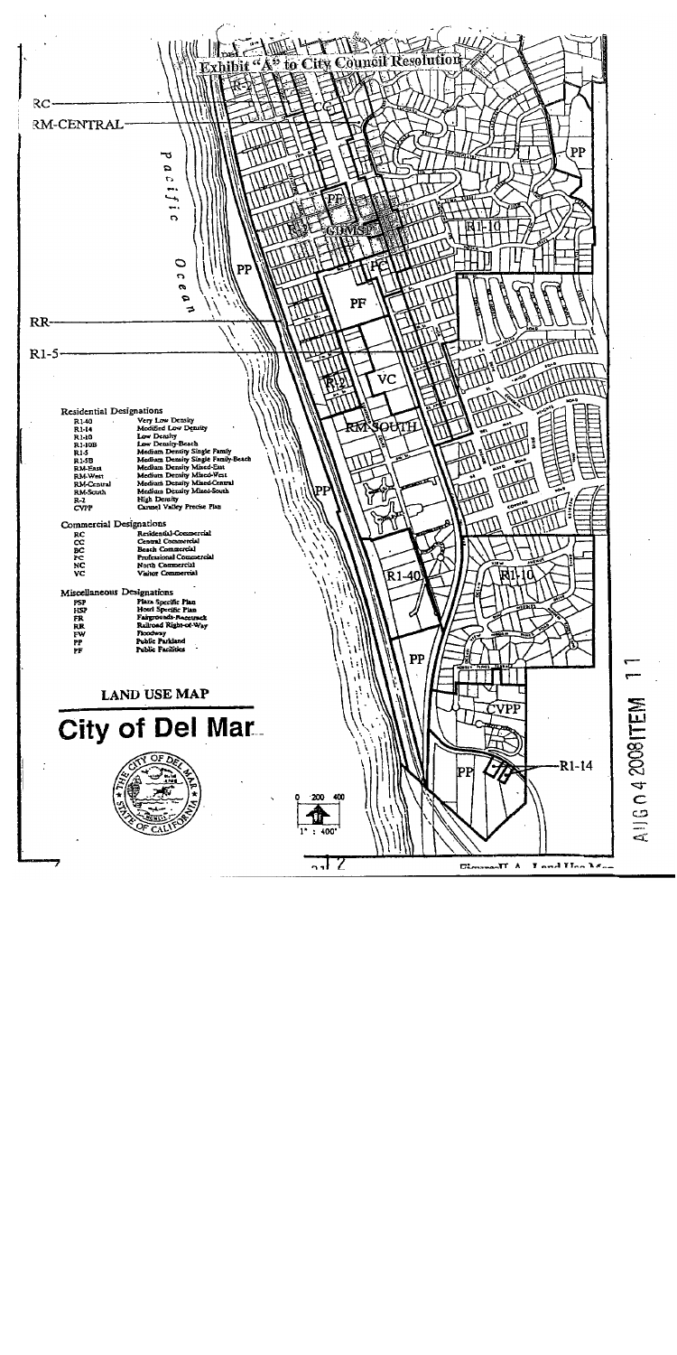Exhibit "A" to City Council Resolution

RC

RM-CENTRAL

RR

R1-5

Pacific Ocean

**Residential Designations**

| | |
|---|---|
| R1-40 | Very Low Density |
| R1-14 | Modified Low Density |
| R1-10 | Low Density |
| R1-10B | Low Density-Beach |
| R1-5 | Medium Density Single Family |
| R1-5B | Medium Density Single Family-Beach |
| RM-East | Medium Density Mixed-East |
| RM-West | Medium Density Mixed-West |
| RM-Central | Medium Density Mixed-Central |
| RM-South | Medium Density Mixed-South |
| R-2 | High Density |
| CVPP | Carmel Valley Precise Plan |

**Commercial Designations**

| | |
|---|---|
| RC | Residential-Commercial |
| CC | Central Commercial |
| BC | Beach Commercial |
| PC | Professional Commercial |
| NC | North Commercial |
| VC | Visitor Commercial |

**Miscellaneous Designations**

| | |
|---|---|
| PSP | Plaza Specific Plan |
| HSP | Hotel Specific Plan |
| FR | Fairgrounds-Racetrack |
| RR | Railroad Right-of-Way |
| FW | Floodway |
| PP | Public Parkland |
| PF | Public Facilities |

## LAND USE MAP

# City of Del Mar

PP, PF, VC, PC, R-2, RM-SOUTH, R1-40, R1-10, CVPP, R1-14

0 200 400

1" : 400'

AUG 04 2008 ITEM 11

Figure II-A Land Use Map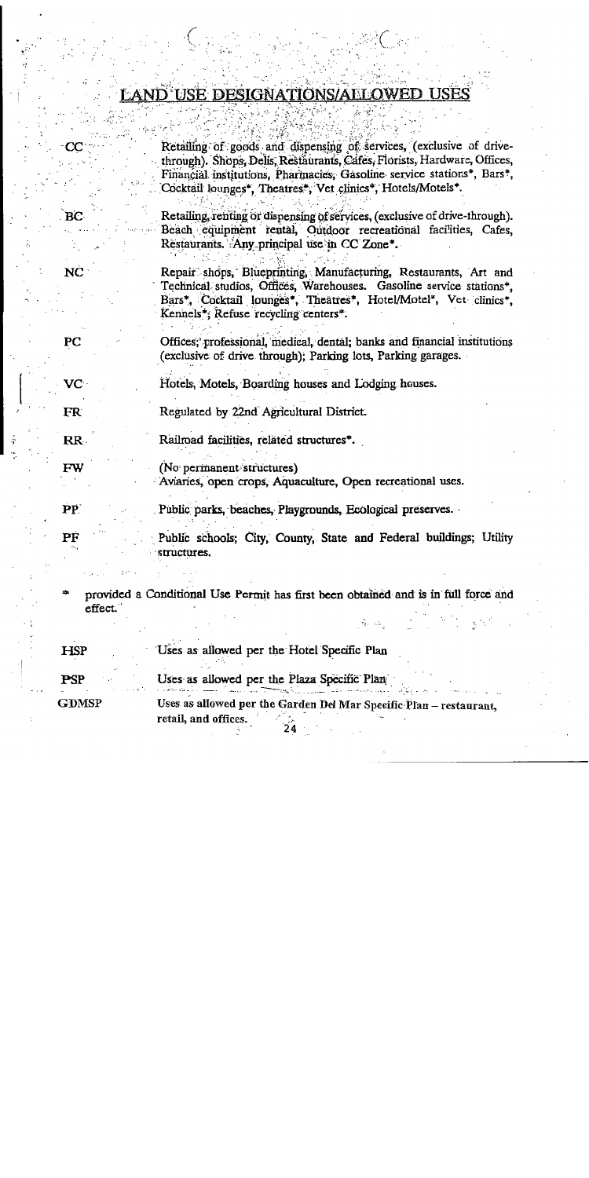# LAND USE DESIGNATIONS/ALLOWED USES

| | |
|---|---|
| CC | Retailing of goods and dispensing of services, (exclusive of drive-through). Shops, Delis, Restaurants, Cafes, Florists, Hardware, Offices, Financial institutions, Pharmacies, Gasoline service stations*, Bars*, Cocktail lounges*, Theatres*, Vet clinics*, Hotels/Motels*. |
| BC | Retailing, renting or dispensing of services, (exclusive of drive-through). Beach equipment rental, Outdoor recreational facilities, Cafes, Restaurants. Any principal use in CC Zone*. |
| NC | Repair shops, Blueprinting, Manufacturing, Restaurants, Art and Technical studios, Offices, Warehouses. Gasoline service stations*, Bars*, Cocktail lounges*, Theatres*, Hotel/Motel*, Vet clinics*, Kennels*, Refuse recycling centers*. |
| PC | Offices, professional, medical, dental; banks and financial institutions (exclusive of drive through); Parking lots, Parking garages. |
| VC | Hotels, Motels, Boarding houses and Lodging houses. |
| FR | Regulated by 22nd Agricultural District. |
| RR | Railroad facilities, related structures*. |
| FW | (No permanent structures) Aviaries, open crops, Aquaculture, Open recreational uses. |
| PP | Public parks, beaches, Playgrounds, Ecological preserves. |
| PF | Public schools; City, County, State and Federal buildings; Utility structures. |

\* provided a Conditional Use Permit has first been obtained and is in full force and effect.

| | |
|---|---|
| HSP | Uses as allowed per the Hotel Specific Plan |
| PSP | Uses as allowed per the Plaza Specific Plan |
| GDMSP | Uses as allowed per the Garden Del Mar Specific Plan – restaurant, retail, and offices. |